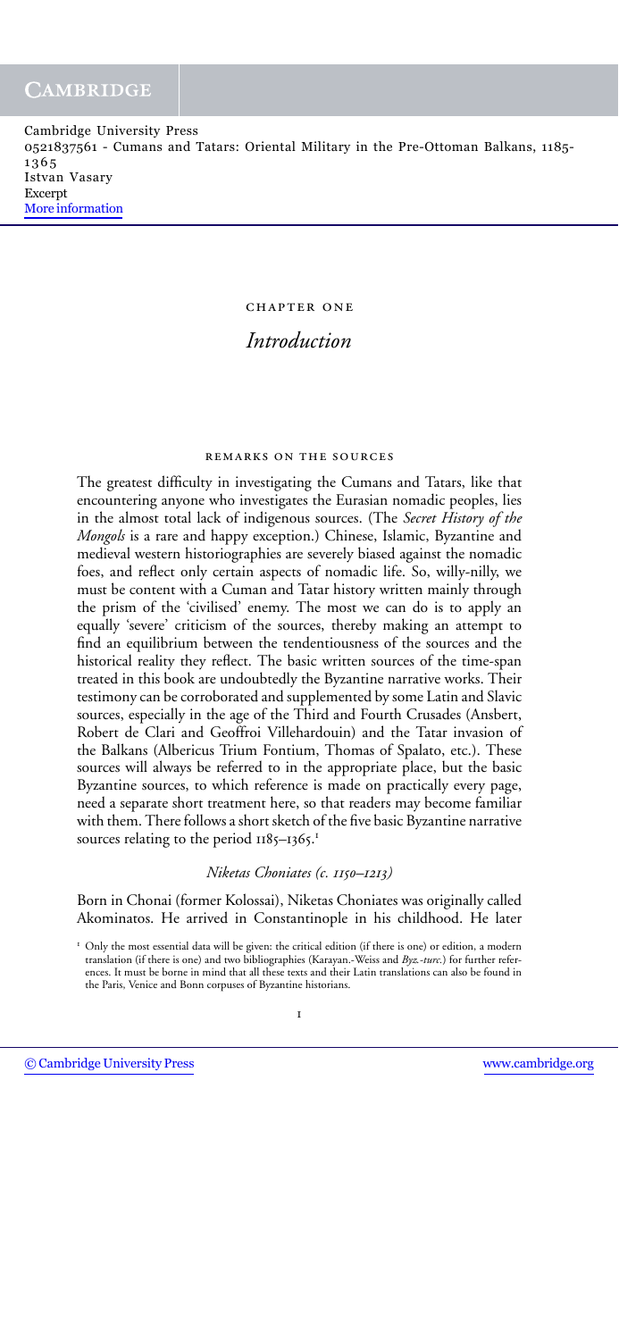# CHAPTER ONE

# *Introduction*

## REMARKS ON THE SOURCES

The greatest difficulty in investigating the Cumans and Tatars, like that encountering anyone who investigates the Eurasian nomadic peoples, lies in the almost total lack of indigenous sources. (The *Secret History of the Mongols* is a rare and happy exception.) Chinese, Islamic, Byzantine and medieval western historiographies are severely biased against the nomadic foes, and reflect only certain aspects of nomadic life. So, willy-nilly, we must be content with a Cuman and Tatar history written mainly through the prism of the 'civilised' enemy. The most we can do is to apply an equally 'severe' criticism of the sources, thereby making an attempt to find an equilibrium between the tendentiousness of the sources and the historical reality they reflect. The basic written sources of the time-span treated in this book are undoubtedly the Byzantine narrative works. Their testimony can be corroborated and supplemented by some Latin and Slavic sources, especially in the age of the Third and Fourth Crusades (Ansbert, Robert de Clari and Geoffroi Villehardouin) and the Tatar invasion of the Balkans (Albericus Trium Fontium, Thomas of Spalato, etc.). These sources will always be referred to in the appropriate place, but the basic Byzantine sources, to which reference is made on practically every page, need a separate short treatment here, so that readers may become familiar with them. There follows a short sketch of the five basic Byzantine narrative sources relating to the period 1185–1365.[1]

### *Niketas Choniates (c. 1150–1213)*

Born in Chonai (former Kolossai), Niketas Choniates was originally called Akominatos. He arrived in Constantinople in his childhood. He later

[1] Only the most essential data will be given: the critical edition (if there is one) or edition, a modern translation (if there is one) and two bibliographies (Karayan.-Weiss and *Byz.-turc.*) for further references. It must be borne in mind that all these texts and their Latin translations can also be found in the Paris, Venice and Bonn corpuses of Byzantine historians.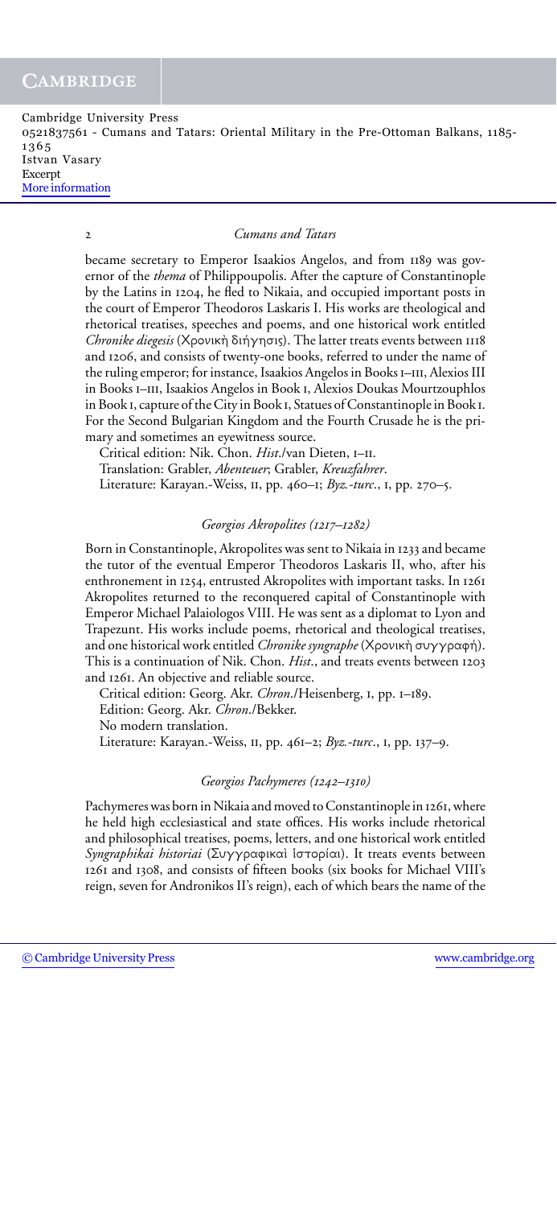became secretary to Emperor Isaakios Angelos, and from 1189 was governor of the *thema* of Philippoupolis. After the capture of Constantinople by the Latins in 1204, he fled to Nikaia, and occupied important posts in the court of Emperor Theodoros Laskaris I. His works are theological and rhetorical treatises, speeches and poems, and one historical work entitled *Chronike diegesis* (Χρονικὴ διήγησις). The latter treats events between 1118 and 1206, and consists of twenty-one books, referred to under the name of the ruling emperor; for instance, Isaakios Angelos in Books I–III, Alexios III in Books I–III, Isaakios Angelos in Book I, Alexios Doukas Mourtzouphlos in Book I, capture of the City in Book I, Statues of Constantinople in Book I. For the Second Bulgarian Kingdom and the Fourth Crusade he is the primary and sometimes an eyewitness source.

Critical edition: Nik. Chon. *Hist*./van Dieten, I–II.
Translation: Grabler, *Abenteuer*; Grabler, *Kreuzfahrer*.
Literature: Karayan.-Weiss, II, pp. 460–1; *Byz.-turc*., I, pp. 270–5.

### *Georgios Akropolites (1217–1282)*

Born in Constantinople, Akropolites was sent to Nikaia in 1233 and became the tutor of the eventual Emperor Theodoros Laskaris II, who, after his enthronement in 1254, entrusted Akropolites with important tasks. In 1261 Akropolites returned to the reconquered capital of Constantinople with Emperor Michael Palaiologos VIII. He was sent as a diplomat to Lyon and Trapezunt. His works include poems, rhetorical and theological treatises, and one historical work entitled *Chronike syngraphe* (Χρονικὴ συγγραφή). This is a continuation of Nik. Chon. *Hist*., and treats events between 1203 and 1261. An objective and reliable source.

Critical edition: Georg. Akr. *Chron*./Heisenberg, I, pp. 1–189.
Edition: Georg. Akr. *Chron*./Bekker.
No modern translation.
Literature: Karayan.-Weiss, II, pp. 461–2; *Byz.-turc*., I, pp. 137–9.

### *Georgios Pachymeres (1242–1310)*

Pachymeres was born in Nikaia and moved to Constantinople in 1261, where he held high ecclesiastical and state offices. His works include rhetorical and philosophical treatises, poems, letters, and one historical work entitled *Syngraphikai historiai* (Συγγραφικαὶ ἱστορίαι). It treats events between 1261 and 1308, and consists of fifteen books (six books for Michael VIII's reign, seven for Andronikos II's reign), each of which bears the name of the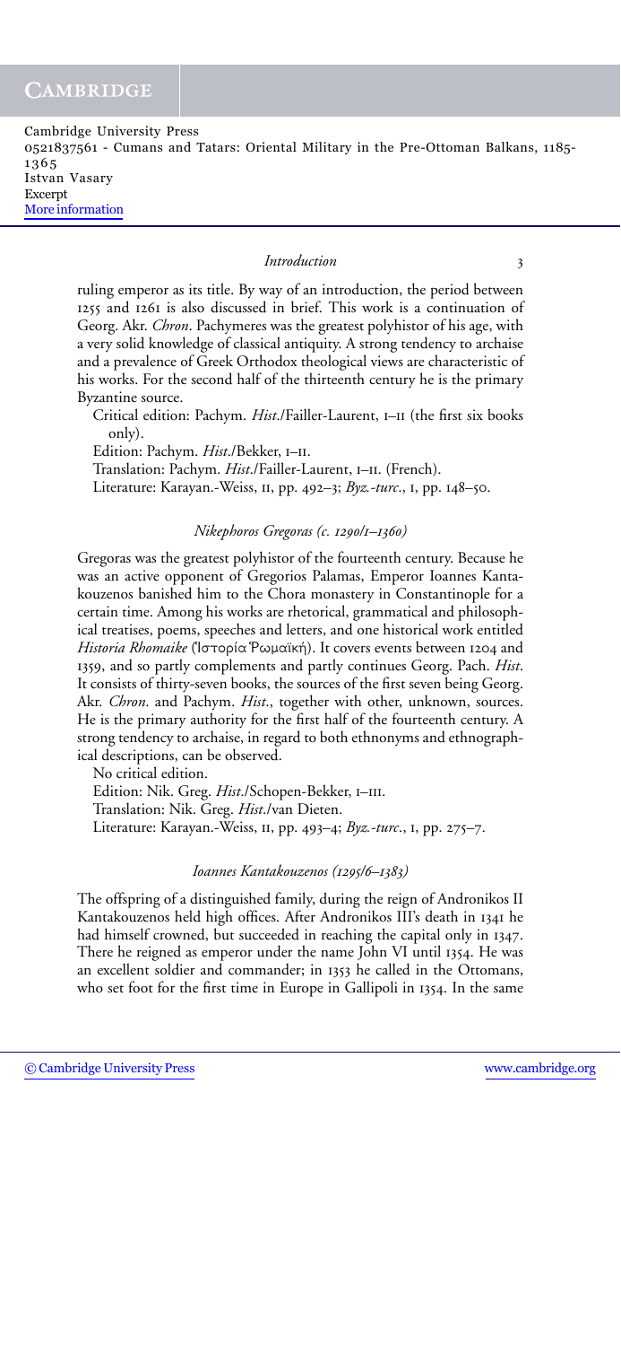ruling emperor as its title. By way of an introduction, the period between 1255 and 1261 is also discussed in brief. This work is a continuation of Georg. Akr. *Chron*. Pachymeres was the greatest polyhistor of his age, with a very solid knowledge of classical antiquity. A strong tendency to archaise and a prevalence of Greek Orthodox theological views are characteristic of his works. For the second half of the thirteenth century he is the primary Byzantine source.

Critical edition: Pachym. *Hist*./Failler-Laurent, I–II (the first six books only).

Edition: Pachym. *Hist*./Bekker, I–II.

Translation: Pachym. *Hist*./Failler-Laurent, I–II. (French).

Literature: Karayan.-Weiss, II, pp. 492–3; *Byz.-turc*., I, pp. 148–50.

### *Nikephoros Gregoras (c. 1290/1–1360)*

Gregoras was the greatest polyhistor of the fourteenth century. Because he was an active opponent of Gregorios Palamas, Emperor Ioannes Kantakouzenos banished him to the Chora monastery in Constantinople for a certain time. Among his works are rhetorical, grammatical and philosophical treatises, poems, speeches and letters, and one historical work entitled *Historia Rhomaike* (Ἱστορία Ῥωμαϊκή). It covers events between 1204 and 1359, and so partly complements and partly continues Georg. Pach. *Hist*. It consists of thirty-seven books, the sources of the first seven being Georg. Akr. *Chron*. and Pachym. *Hist*., together with other, unknown, sources. He is the primary authority for the first half of the fourteenth century. A strong tendency to archaise, in regard to both ethnonyms and ethnographical descriptions, can be observed.

No critical edition.

Edition: Nik. Greg. *Hist*./Schopen-Bekker, I–III.

Translation: Nik. Greg. *Hist*./van Dieten.

Literature: Karayan.-Weiss, II, pp. 493–4; *Byz.-turc*., I, pp. 275–7.

### *Ioannes Kantakouzenos (1295/6–1383)*

The offspring of a distinguished family, during the reign of Andronikos II Kantakouzenos held high offices. After Andronikos III's death in 1341 he had himself crowned, but succeeded in reaching the capital only in 1347. There he reigned as emperor under the name John VI until 1354. He was an excellent soldier and commander; in 1353 he called in the Ottomans, who set foot for the first time in Europe in Gallipoli in 1354. In the same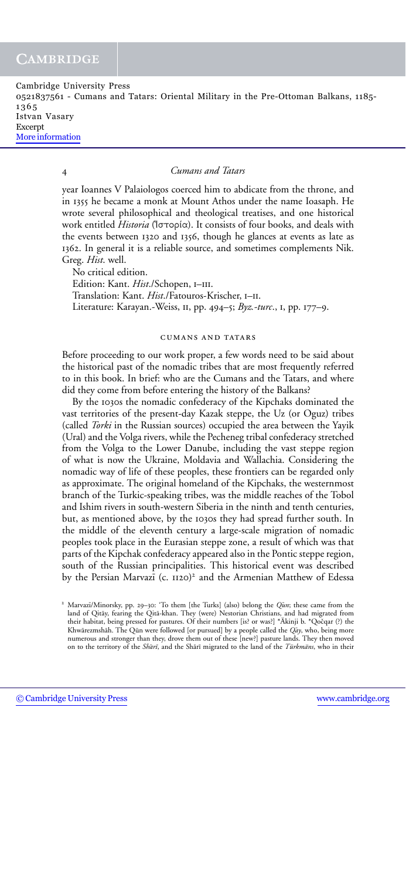year Ioannes V Palaiologos coerced him to abdicate from the throne, and in 1355 he became a monk at Mount Athos under the name Ioasaph. He wrote several philosophical and theological treatises, and one historical work entitled *Historia* (Ἱστορία). It consists of four books, and deals with the events between 1320 and 1356, though he glances at events as late as 1362. In general it is a reliable source, and sometimes complements Nik. Greg. *Hist.* well.

No critical edition.
Edition: Kant. *Hist.*/Schopen, I–III.
Translation: Kant. *Hist.*/Fatouros-Krischer, I–II.
Literature: Karayan.-Weiss, II, pp. 494–5; *Byz.-turc.*, I, pp. 177–9.

## CUMANS AND TATARS

Before proceeding to our work proper, a few words need to be said about the historical past of the nomadic tribes that are most frequently referred to in this book. In brief: who are the Cumans and the Tatars, and where did they come from before entering the history of the Balkans?

By the 1030s the nomadic confederacy of the Kipchaks dominated the vast territories of the present-day Kazak steppe, the Uz (or Oguz) tribes (called *Torki* in the Russian sources) occupied the area between the Yayik (Ural) and the Volga rivers, while the Pecheneg tribal confederacy stretched from the Volga to the Lower Danube, including the vast steppe region of what is now the Ukraine, Moldavia and Wallachia. Considering the nomadic way of life of these peoples, these frontiers can be regarded only as approximate. The original homeland of the Kipchaks, the westernmost branch of the Turkic-speaking tribes, was the middle reaches of the Tobol and Ishim rivers in south-western Siberia in the ninth and tenth centuries, but, as mentioned above, by the 1030s they had spread further south. In the middle of the eleventh century a large-scale migration of nomadic peoples took place in the Eurasian steppe zone, a result of which was that parts of the Kipchak confederacy appeared also in the Pontic steppe region, south of the Russian principalities. This historical event was described by the Persian Marvazī (c. 1120)[2] and the Armenian Matthew of Edessa

[2] Marvazī/Minorsky, pp. 29–30: 'To them [the Turks] (also) belong the *Qūn*; these came from the land of Qitāy, fearing the Qitā-khan. They (were) Nestorian Christians, and had migrated from their habitat, being pressed for pastures. Of their numbers [is? or was?] \*Äkinji b. \*Qočqar (?) the Khwārezmshāh. The Qūn were followed [or pursued] by a people called the *Qāy*, who, being more numerous and stronger than they, drove them out of these [new?] pasture lands. They then moved on to the territory of the *Shārī*, and the Shārī migrated to the land of the *Türkmāns*, who in their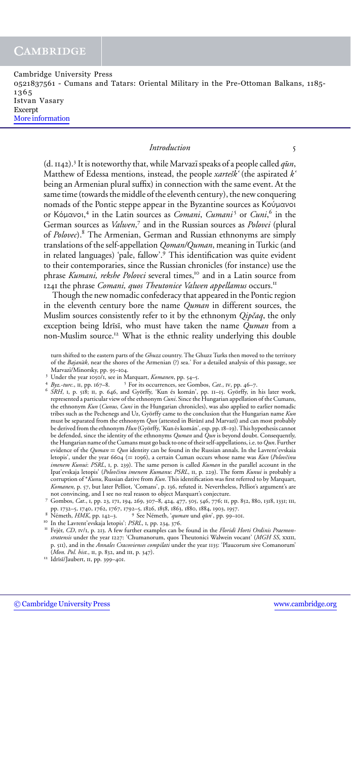(d. 1142).[3] It is noteworthy that, while Marvazī speaks of a people called *qūn*, Matthew of Edessa mentions, instead, the people *xartešk'* (the aspirated *k'* being an Armenian plural suffix) in connection with the same event. At the same time (towards the middle of the eleventh century), the new conquering nomads of the Pontic steppe appear in the Byzantine sources as Κούμανοι or Κόμανοι,[4] in the Latin sources as *Comani*, *Cumani*[5] or *Cuni*,[6] in the German sources as *Valwen*,[7] and in the Russian sources as *Polovci* (plural of *Polovec*).[8] The Armenian, German and Russian ethnonyms are simply translations of the self-appellation *Qoman*/*Quman*, meaning in Turkic (and in related languages) 'pale, fallow'.[9] This identification was quite evident to their contemporaries, since the Russian chronicles (for instance) use the phrase *Kumani, rekshe Polovci* several times,[10] and in a Latin source from 1241 the phrase *Comani, quos Theutonice Valwen appellamus* occurs.[11]

Though the new nomadic confederacy that appeared in the Pontic region in the eleventh century bore the name *Quman* in different sources, the Muslim sources consistently refer to it by the ethnonym *Qipčaq*, the only exception being Idrīsī, who must have taken the name *Quman* from a non-Muslim source.[12] What is the ethnic reality underlying this double

turn shifted to the eastern parts of the *Ghuzz* country. The Ghuzz Turks then moved to the territory of the *Bajanāk*, near the shores of the Armenian (?) sea.' For a detailed analysis of this passage, see Marvazī/Minorsky, pp. 95–104.

[3] Under the year 1050/1, see in Marquart, *Komanen*, pp. 54–5.

[4] *Byz.-turc.*, II, pp. 167–8.

[5] For its occurrences, see Gombos, *Cat.*, IV, pp. 46–7.

[6] *SRH*, I, p. 518; II, p. 646, and Györffy, 'Kun és komán', pp. 11–15. Györffy, in his later work, represented a particular view of the ethnonym *Cuni*. Since the Hungarian appellation of the Cumans, the ethnonym *Kun* (*Cunus*, *Cuni* in the Hungarian chronicles), was also applied to earlier nomadic tribes such as the Pechenegs and Uz, Györffy came to the conclusion that the Hungarian name *Kun* must be separated from the ethnonym *Qun* (attested in Bīrūnī and Marvazī) and can most probably be derived from the ethnonym *Hun* (Györffy, 'Kun és komán', esp. pp. 18–19). This hypothesis cannot be defended, since the identity of the ethnonyms *Quman* and *Qun* is beyond doubt. Consequently, the Hungarian name of the Cumans must go back to one of their self-appellations, i.e. to *Qun*. Further evidence of the *Quman* = *Qun* identity can be found in the Russian annals. In the Lavrent'evskaja letopis', under the year 6604 (= 1096), a certain Cuman occurs whose name was *Kun* (*Polovčinu imenem Kunui*: *PSRL*, I, p. 239). The same person is called *Kuman* in the parallel account in the Ipat'evskaja letopis' (*Polovčinu imenem Kumanu*: *PSRL*, II, p. 229). The form *Kunui* is probably a corruption of \**Kunu*, Russian dative from *Kun*. This identification was first referred to by Marquart, *Komanen*, p. 57, but later Pelliot, 'Comans', p. 136, refuted it. Nevertheless, Pelliot's argument's are not convincing, and I see no real reason to object Marquart's conjecture.

[7] Gombos, *Cat.*, I, pp. 23, 171, 194, 269, 307–8, 424, 477, 505, 546, 776; II, pp. 852, 880, 1318, 1331; III, pp. 1732–5, 1740, 1762, 1767, 1792–5, 1826, 1858, 1863, 1880, 1884, 1903, 1957.

[8] Németh, *HMK*, pp. 142–3.

[9] See Németh, '*quman* und *qūn*', pp. 99–101.

[10] In the Lavrent'evskaja letopis': *PSRL*, I, pp. 234, 376.

[11] Fejér, *CD*, IV/I, p. 213. A few further examples can be found in the *Floridi Horti Ordinis Praemonstratensis* under the year 1227: 'Chumanorum, quos Theutonici Walwein vocant' (*MGH SS*, XXIII, p. 511), and in the *Annales Cracovienses compilati* under the year 1135: 'Plaucorum sive Comanorum' (*Mon. Pol. hist.*, II, p. 832, and III, p. 347).

[12] Idrīsī/Jaubert, II, pp. 399–401.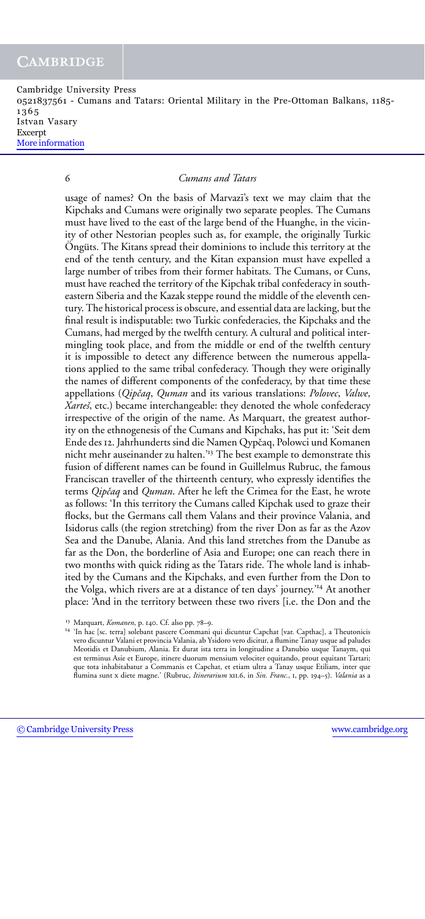usage of names? On the basis of Marvazī's text we may claim that the Kipchaks and Cumans were originally two separate peoples. The Cumans must have lived to the east of the large bend of the Huanghe, in the vicinity of other Nestorian peoples such as, for example, the originally Turkic Öngüts. The Kitans spread their dominions to include this territory at the end of the tenth century, and the Kitan expansion must have expelled a large number of tribes from their former habitats. The Cumans, or Cuns, must have reached the territory of the Kipchak tribal confederacy in southeastern Siberia and the Kazak steppe round the middle of the eleventh century. The historical process is obscure, and essential data are lacking, but the final result is indisputable: two Turkic confederacies, the Kipchaks and the Cumans, had merged by the twelfth century. A cultural and political intermingling took place, and from the middle or end of the twelfth century it is impossible to detect any difference between the numerous appellations applied to the same tribal confederacy. Though they were originally the names of different components of the confederacy, by that time these appellations (*Qipčaq*, *Quman* and its various translations: *Polovec*, *Valwe*, *Xarteš*, etc.) became interchangeable: they denoted the whole confederacy irrespective of the origin of the name. As Marquart, the greatest authority on the ethnogenesis of the Cumans and Kipchaks, has put it: 'Seit dem Ende des 12. Jahrhunderts sind die Namen Qypčaq, Polowci und Komanen nicht mehr auseinander zu halten.'[13] The best example to demonstrate this fusion of different names can be found in Guillelmus Rubruc, the famous Franciscan traveller of the thirteenth century, who expressly identifies the terms *Qipčaq* and *Quman*. After he left the Crimea for the East, he wrote as follows: 'In this territory the Cumans called Kipchak used to graze their flocks, but the Germans call them Valans and their province Valania, and Isidorus calls (the region stretching) from the river Don as far as the Azov Sea and the Danube, Alania. And this land stretches from the Danube as far as the Don, the borderline of Asia and Europe; one can reach there in two months with quick riding as the Tatars ride. The whole land is inhabited by the Cumans and the Kipchaks, and even further from the Don to the Volga, which rivers are at a distance of ten days' journey.'[14] At another place: 'And in the territory between these two rivers [i.e. the Don and the

[13] Marquart, *Komanen*, p. 140. Cf. also pp. 78–9.

[14] 'In hac [sc. terra] solebant pascere Commani qui dicuntur Capchat [var. Capthac], a Theutonicis vero dicuntur Valani et provincia Valania, ab Ysidoro vero dicitur, a flumine Tanay usque ad paludes Meotidis et Danubium, Alania. Et durat ista terra in longitudine a Danubio usque Tanaym, qui est terminus Asie et Europe, itinere duorum mensium velociter equitando, prout equitant Tartari; que tota inhabitabatur a Commanis et Capchat, et etiam ultra a Tanay usque Etiliam, inter que flumina sunt x diete magne.' (Rubruc, *Itinerarium* XII.6, in *Sin. Franc.*, I, pp. 194–5). *Valania* as a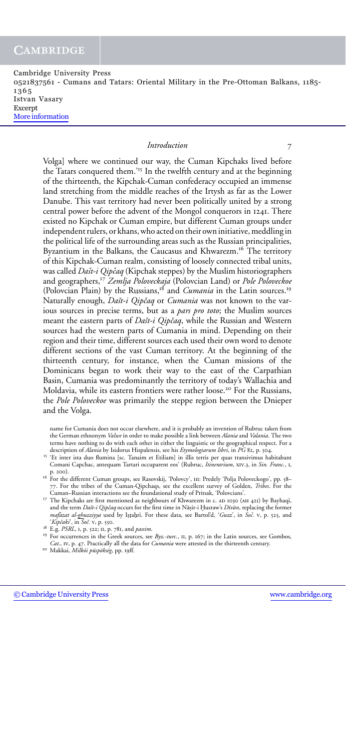Volga] where we continued our way, the Cuman Kipchaks lived before the Tatars conquered them.'[15] In the twelfth century and at the beginning of the thirteenth, the Kipchak-Cuman confederacy occupied an immense land stretching from the middle reaches of the Irtysh as far as the Lower Danube. This vast territory had never been politically united by a strong central power before the advent of the Mongol conquerors in 1241. There existed no Kipchak or Cuman empire, but different Cuman groups under independent rulers, or khans, who acted on their own initiative, meddling in the political life of the surrounding areas such as the Russian principalities, Byzantium in the Balkans, the Caucasus and Khwarezm.[16] The territory of this Kipchak-Cuman realm, consisting of loosely connected tribal units, was called *Dašt-i Qipčaq* (Kipchak steppes) by the Muslim historiographers and geographers,[17] *Zemlja Poloveckaja* (Polovcian Land) or *Pole Poloveckoe* (Polovcian Plain) by the Russians,[18] and *Cumania* in the Latin sources.[19] Naturally enough, *Dašt-i Qipčaq* or *Cumania* was not known to the various sources in precise terms, but as a *pars pro toto*; the Muslim sources meant the eastern parts of *Dašt-i Qipčaq*, while the Russian and Western sources had the western parts of Cumania in mind. Depending on their region and their time, different sources each used their own word to denote different sections of the vast Cuman territory. At the beginning of the thirteenth century, for instance, when the Cuman missions of the Dominicans began to work their way to the east of the Carpathian Basin, Cumania was predominantly the territory of today's Wallachia and Moldavia, while its eastern frontiers were rather loose.[20] For the Russians, the *Pole Poloveckoe* was primarily the steppe region between the Dnieper and the Volga.

name for Cumania does not occur elsewhere, and it is probably an invention of Rubruc taken from the German ethnonym *Valwe* in order to make possible a link between *Alania* and *Valania*. The two terms have nothing to do with each other in either the linguistic or the geographical respect. For a description of *Alania* by Isidorus Hispalensis, see his *Etymologiarum libri*, in *PG* 82, p. 504.

[15] 'Et inter ista duo flumina [sc. Tanaim et Etiliam] in illis terris per quas transivimus habitabant Comani Capchac, antequam Tartari occuparent eos' (Rubruc, *Itinerarium*, XIV.3, in *Sin. Franc.*, I, p. 200).

[16] For the different Cuman groups, see Rasovskij, 'Polovcy', III: Predely 'Polja Poloveckogo', pp. 58–77. For the tribes of the Cuman-Qipchaqs, see the excellent survey of Golden, *Tribes*. For the Cuman–Russian interactions see the foundational study of Pritsak, 'Polovcians'.

[17] The Kipchaks are first mentioned as neighbours of Khwarezm in c. AD 1030 (AH 421) by Bayhaqī, and the term *Dašt-i Qipčaq* occurs for the first time in Nāṣir-i Ḫusraw's *Dīvān*, replacing the former *mafāzat al-ghuzziyya* used by Iṣṭaḫrī. For these data, see Bartol'd, '*Guzz*', in *Soč.* V, p. 525, and '*Kipčaki*', in *Soč.* V, p. 550.

[18] E.g. *PSRL*, I, p. 522; II, p. 781, and *passim*.

[19] For occurrences in the Greek sources, see *Byz.-turc.*, II, p. 167; in the Latin sources, see Gombos, *Cat.*, IV, p. 47. Practically all the data for *Cumania* were attested in the thirteenth century.

[20] Makkai, *Milkói püspökség*, pp. 19ff.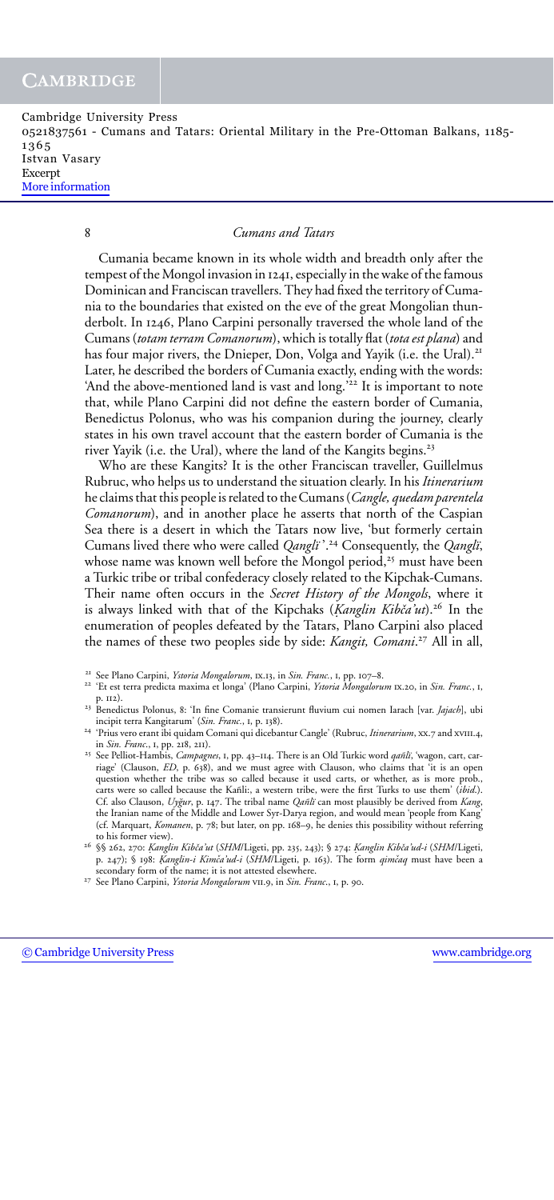Cumania became known in its whole width and breadth only after the tempest of the Mongol invasion in 1241, especially in the wake of the famous Dominican and Franciscan travellers. They had fixed the territory of Cumania to the boundaries that existed on the eve of the great Mongolian thunderbolt. In 1246, Plano Carpini personally traversed the whole land of the Cumans (*totam terram Comanorum*), which is totally flat (*tota est plana*) and has four major rivers, the Dnieper, Don, Volga and Yayik (i.e. the Ural).[21] Later, he described the borders of Cumania exactly, ending with the words: 'And the above-mentioned land is vast and long.'[22] It is important to note that, while Plano Carpini did not define the eastern border of Cumania, Benedictus Polonus, who was his companion during the journey, clearly states in his own travel account that the eastern border of Cumania is the river Yayik (i.e. the Ural), where the land of the Kangits begins.[23]

Who are these Kangits? It is the other Franciscan traveller, Guillelmus Rubruc, who helps us to understand the situation clearly. In his *Itinerarium* he claims that this people is related to the Cumans (*Cangle, quedam parentela Comanorum*), and in another place he asserts that north of the Caspian Sea there is a desert in which the Tatars now live, 'but formerly certain Cumans lived there who were called *Qanglï*'.[24] Consequently, the *Qanglï*, whose name was known well before the Mongol period,[25] must have been a Turkic tribe or tribal confederacy closely related to the Kipchak-Cumans. Their name often occurs in the *Secret History of the Mongols*, where it is always linked with that of the Kipchaks (*Kanglin Kibča'ut*).[26] In the enumeration of peoples defeated by the Tatars, Plano Carpini also placed the names of these two peoples side by side: *Kangit, Comani*.[27] All in all,

[21] See Plano Carpini, *Ystoria Mongalorum*, IX.13, in *Sin. Franc.*, I, pp. 107–8.

[22] 'Et est terra predicta maxima et longa' (Plano Carpini, *Ystoria Mongalorum* IX.20, in *Sin. Franc.*, I, p. 112).

[23] Benedictus Polonus, 8: 'In fine Comanie transierunt fluvium cui nomen Iarach [var. *Jajach*], ubi incipit terra Kangitarum' (*Sin. Franc.*, I, p. 138).

[24] 'Prius vero erant ibi quidam Comani qui dicebantur Cangle' (Rubruc, *Itinerarium*, XX.7 and XVIII.4, in *Sin. Franc.*, I, pp. 218, 211).

[25] See Pelliot-Hambis, *Campagnes*, I, pp. 43–114. There is an Old Turkic word *qaňlï*, 'wagon, cart, carriage' (Clauson, *ED*, p. 638), and we must agree with Clauson, who claims that 'it is an open question whether the tribe was so called because it used carts, or whether, as is more prob., carts were so called because the Kaňli:, a western tribe, were the first Turks to use them' (*ibid.*). Cf. also Clauson, *Uyğur*, p. 147. The tribal name *Qaňlï* can most plausibly be derived from *Kang*, the Iranian name of the Middle and Lower Syr-Darya region, and would mean 'people from Kang' (cf. Marquart, *Komanen*, p. 78; but later, on pp. 168–9, he denies this possibility without referring to his former view).

[26] §§ 262, 270: *Kanglin Kibča'ut* (*SHM*/Ligeti, pp. 235, 243); § 274: *Kanglin Kibča'ud-i* (*SHM*/Ligeti, p. 247); § 198: *Kanglin-i Kimča'ud-i* (*SHM*/Ligeti, p. 163). The form *qimčaq* must have been a secondary form of the name; it is not attested elsewhere.

[27] See Plano Carpini, *Ystoria Mongalorum* VII.9, in *Sin. Franc.*, I, p. 90.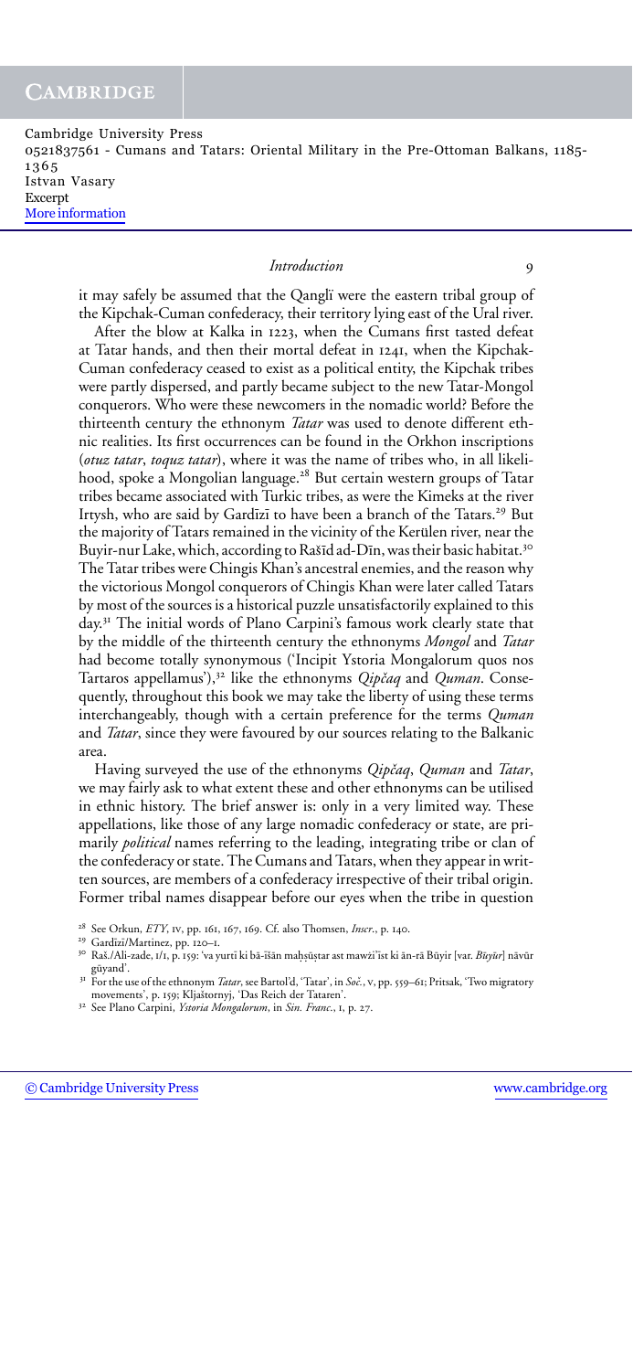it may safely be assumed that the Qanglï were the eastern tribal group of the Kipchak-Cuman confederacy, their territory lying east of the Ural river.

After the blow at Kalka in 1223, when the Cumans first tasted defeat at Tatar hands, and then their mortal defeat in 1241, when the Kipchak-Cuman confederacy ceased to exist as a political entity, the Kipchak tribes were partly dispersed, and partly became subject to the new Tatar-Mongol conquerors. Who were these newcomers in the nomadic world? Before the thirteenth century the ethnonym *Tatar* was used to denote different ethnic realities. Its first occurrences can be found in the Orkhon inscriptions (*otuz tatar*, *toquz tatar*), where it was the name of tribes who, in all likelihood, spoke a Mongolian language.[28] But certain western groups of Tatar tribes became associated with Turkic tribes, as were the Kimeks at the river Irtysh, who are said by Gardīzī to have been a branch of the Tatars.[29] But the majority of Tatars remained in the vicinity of the Kerülen river, near the Buyir-nur Lake, which, according to Rašīd ad-Dīn, was their basic habitat.[30] The Tatar tribes were Chingis Khan's ancestral enemies, and the reason why the victorious Mongol conquerors of Chingis Khan were later called Tatars by most of the sources is a historical puzzle unsatisfactorily explained to this day.[31] The initial words of Plano Carpini's famous work clearly state that by the middle of the thirteenth century the ethnonyms *Mongol* and *Tatar* had become totally synonymous ('Incipit Ystoria Mongalorum quos nos Tartaros appellamus'),[32] like the ethnonyms *Qipčaq* and *Quman*. Consequently, throughout this book we may take the liberty of using these terms interchangeably, though with a certain preference for the terms *Quman* and *Tatar*, since they were favoured by our sources relating to the Balkanic area.

Having surveyed the use of the ethnonyms *Qipčaq*, *Quman* and *Tatar*, we may fairly ask to what extent these and other ethnonyms can be utilised in ethnic history. The brief answer is: only in a very limited way. These appellations, like those of any large nomadic confederacy or state, are primarily *political* names referring to the leading, integrating tribe or clan of the confederacy or state. The Cumans and Tatars, when they appear in written sources, are members of a confederacy irrespective of their tribal origin. Former tribal names disappear before our eyes when the tribe in question

---

[28] See Orkun, *ETY*, IV, pp. 161, 167, 169. Cf. also Thomsen, *Inscr.*, p. 140.

[29] Gardīzī/Martinez, pp. 120–1.

[30] Raš./Ali-zade, I/1, p. 159: 'va yurtī ki bā-īšān maḥṣūṣtar ast mawżi'īst ki ān-rā Būyir [var. *Būyūr*] nāvūr gūyand'.

[31] For the use of the ethnonym *Tatar*, see Bartol'd, 'Tatar', in *Soč.*, V, pp. 559–61; Pritsak, 'Two migratory movements', p. 159; Kljaštornyj, 'Das Reich der Tataren'.

[32] See Plano Carpini, *Ystoria Mongalorum*, in *Sin. Franc.*, I, p. 27.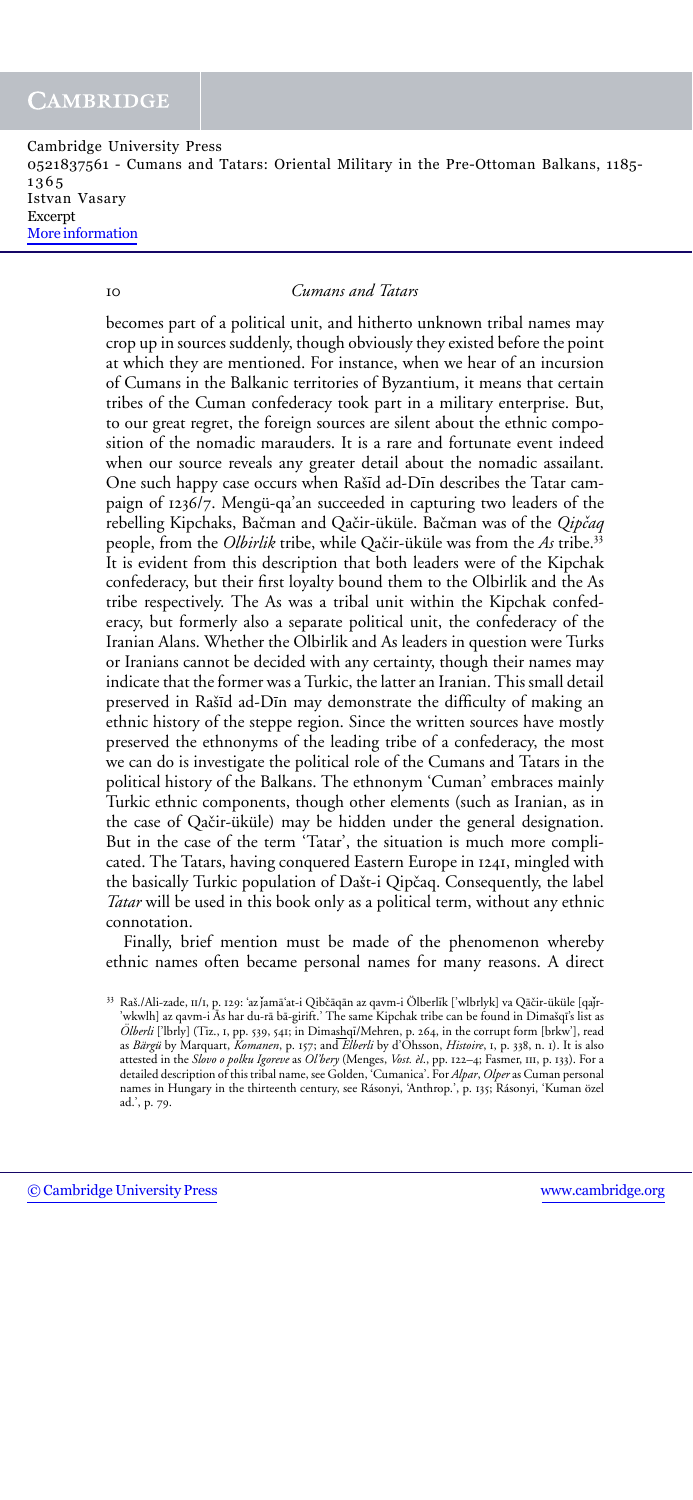becomes part of a political unit, and hitherto unknown tribal names may crop up in sources suddenly, though obviously they existed before the point at which they are mentioned. For instance, when we hear of an incursion of Cumans in the Balkanic territories of Byzantium, it means that certain tribes of the Cuman confederacy took part in a military enterprise. But, to our great regret, the foreign sources are silent about the ethnic composition of the nomadic marauders. It is a rare and fortunate event indeed when our source reveals any greater detail about the nomadic assailant. One such happy case occurs when Rašīd ad-Dīn describes the Tatar campaign of 1236/7. Mengü-qa'an succeeded in capturing two leaders of the rebelling Kipchaks, Bačman and Qačir-üküle. Bačman was of the *Qipčaq* people, from the *Olbirlik* tribe, while Qačir-üküle was from the *As* tribe.[33] It is evident from this description that both leaders were of the Kipchak confederacy, but their first loyalty bound them to the Olbirlik and the As tribe respectively. The As was a tribal unit within the Kipchak confederacy, but formerly also a separate political unit, the confederacy of the Iranian Alans. Whether the Olbirlik and As leaders in question were Turks or Iranians cannot be decided with any certainty, though their names may indicate that the former was a Turkic, the latter an Iranian. This small detail preserved in Rašīd ad-Dīn may demonstrate the difficulty of making an ethnic history of the steppe region. Since the written sources have mostly preserved the ethnonyms of the leading tribe of a confederacy, the most we can do is investigate the political role of the Cumans and Tatars in the political history of the Balkans. The ethnonym 'Cuman' embraces mainly Turkic ethnic components, though other elements (such as Iranian, as in the case of Qačir-üküle) may be hidden under the general designation. But in the case of the term 'Tatar', the situation is much more complicated. The Tatars, having conquered Eastern Europe in 1241, mingled with the basically Turkic population of Dašt-i Qipčaq. Consequently, the label *Tatar* will be used in this book only as a political term, without any ethnic connotation.

Finally, brief mention must be made of the phenomenon whereby ethnic names often became personal names for many reasons. A direct

[33] Raš./Ali-zade, II/1, p. 129: 'az ǰamā'at-i Qibčāqān az qavm-i Ölberlik ['wlbrlyk] va Qāčir-üküle [qaǰr-'wkwlh] az qavm-i Ās har du-rā bā-girift.' The same Kipchak tribe can be found in Dimašqī's list as *Ölberli* ['lbrly] (Tiz., I, pp. 539, 541; in Dimashqī/Mehren, p. 264, in the corrupt form [brkw'], read as *Bärgü* by Marquart, *Komanen*, p. 157; and *Elberli* by d'Ohsson, *Histoire*, I, p. 338, n. 1). It is also attested in the *Slovo o polku Igoreve* as *Ol'bery* (Menges, *Vost. èl.*, pp. 122–4; Fasmer, III, p. 133). For a detailed description of this tribal name, see Golden, 'Cumanica'. For *Alpar*, *Olper* as Cuman personal names in Hungary in the thirteenth century, see Rásonyi, 'Anthrop.', p. 135; Rásonyi, 'Kuman özel ad.', p. 79.